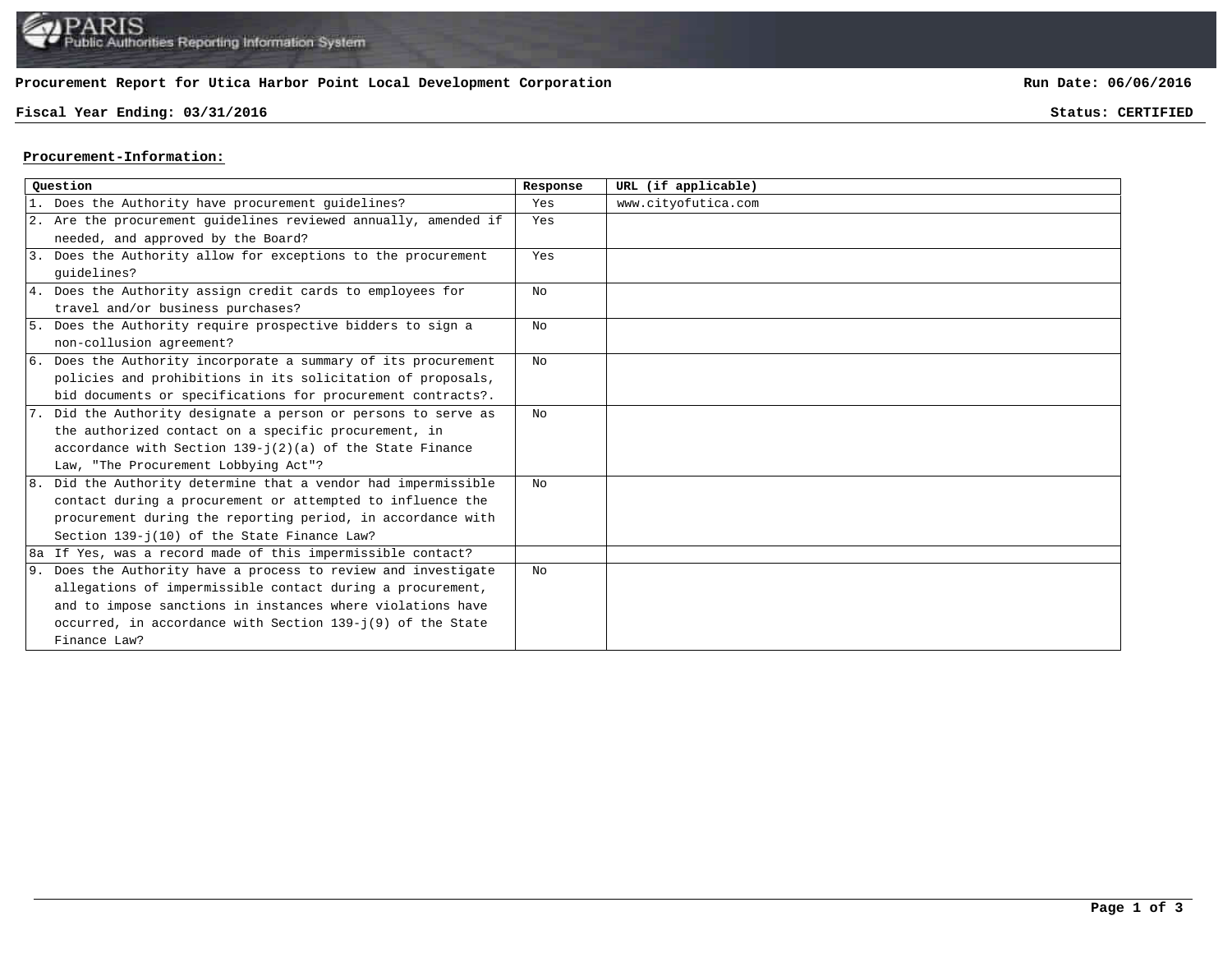PARIS
Public Authorities Reporting Information System

**Procurement Report for Utica Harbor Point Local Development Corporation** **Run Date: 06/06/2016**

**Fiscal Year Ending: 03/31/2016** **Status: CERTIFIED**

## Procurement-Information:

| Question | Response | URL (if applicable) |
|---|---|---|
| 1. Does the Authority have procurement guidelines? | Yes | www.cityofutica.com |
| 2. Are the procurement guidelines reviewed annually, amended if needed, and approved by the Board? | Yes | |
| 3. Does the Authority allow for exceptions to the procurement guidelines? | Yes | |
| 4. Does the Authority assign credit cards to employees for travel and/or business purchases? | No | |
| 5. Does the Authority require prospective bidders to sign a non-collusion agreement? | No | |
| 6. Does the Authority incorporate a summary of its procurement policies and prohibitions in its solicitation of proposals, bid documents or specifications for procurement contracts?. | No | |
| 7. Did the Authority designate a person or persons to serve as the authorized contact on a specific procurement, in accordance with Section 139-j(2)(a) of the State Finance Law, "The Procurement Lobbying Act"? | No | |
| 8. Did the Authority determine that a vendor had impermissible contact during a procurement or attempted to influence the procurement during the reporting period, in accordance with Section 139-j(10) of the State Finance Law? | No | |
| 8a If Yes, was a record made of this impermissible contact? | | |
| 9. Does the Authority have a process to review and investigate allegations of impermissible contact during a procurement, and to impose sanctions in instances where violations have occurred, in accordance with Section 139-j(9) of the State Finance Law? | No | |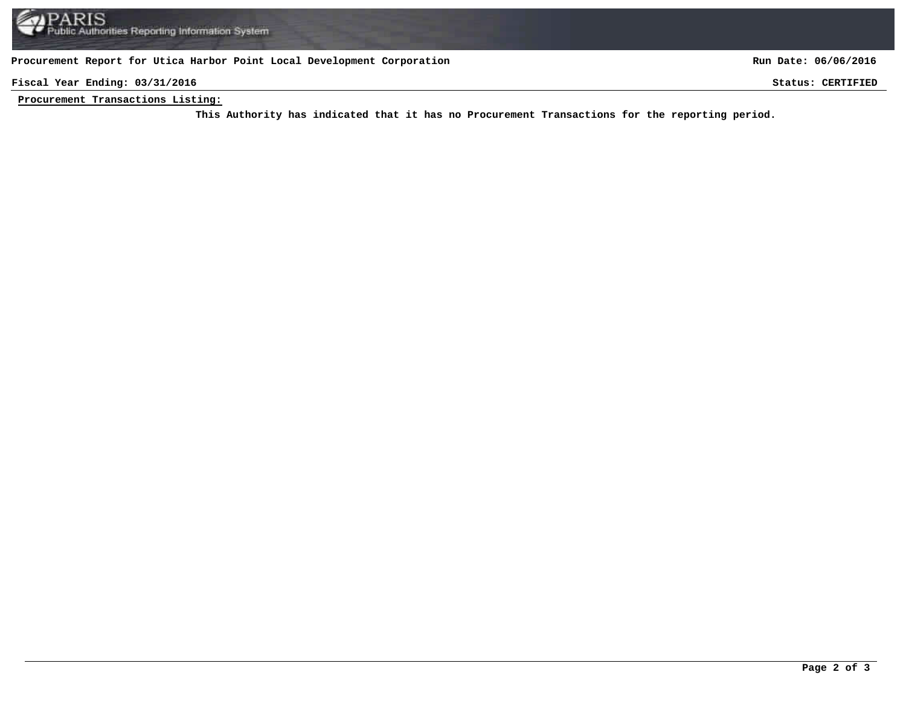**Procurement Report for Utica Harbor Point Local Development Corporation** | **Run Date: 06/06/2016**

**Fiscal Year Ending: 03/31/2016** | **Status: CERTIFIED**

**Procurement Transactions Listing:**

**This Authority has indicated that it has no Procurement Transactions for the reporting period.**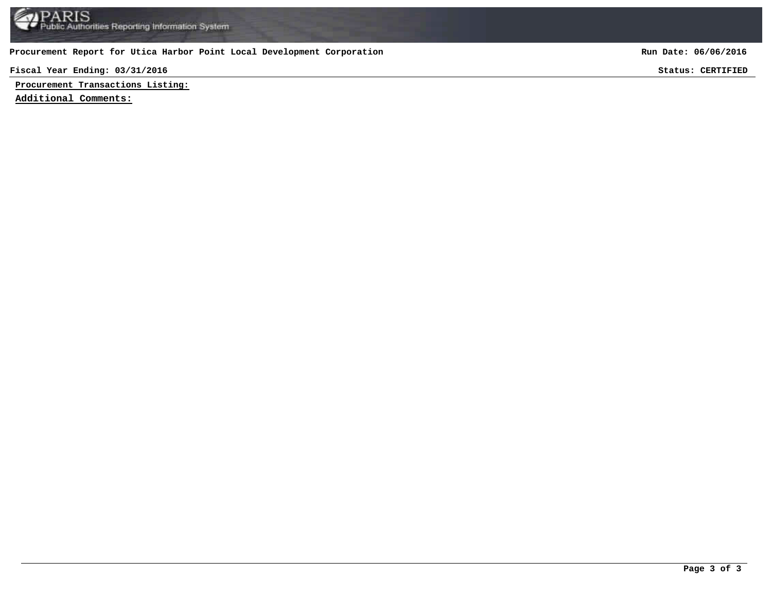**Procurement Report for Utica Harbor Point Local Development Corporation** | **Run Date: 06/06/2016**

**Fiscal Year Ending: 03/31/2016** | **Status: CERTIFIED**

**Procurement Transactions Listing:**

**Additional Comments:**